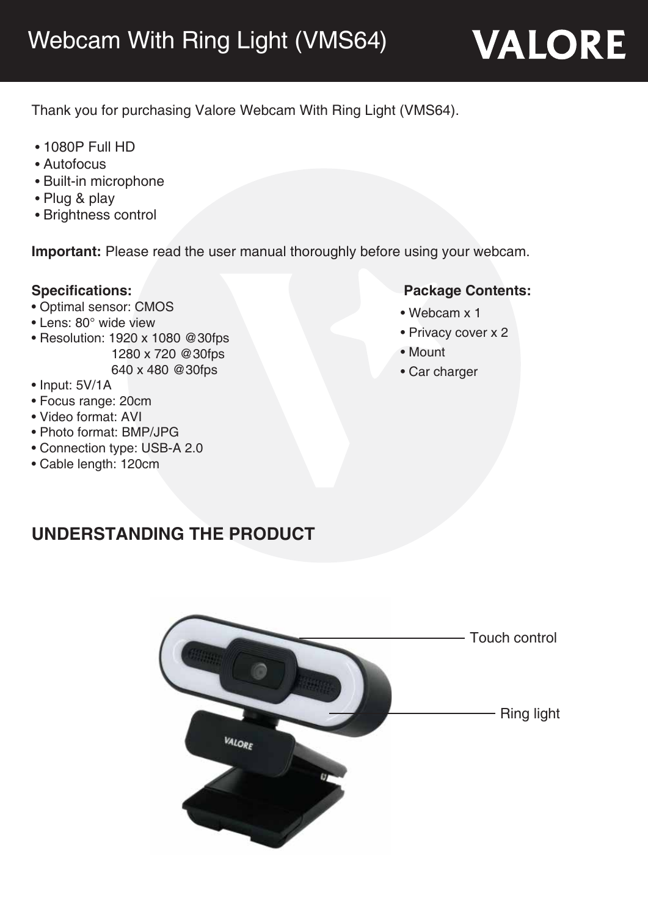# Webcam With Ring Light (VMS64)

**VALORE**

Thank you for purchasing Valore Webcam With Ring Light (VMS64).

- 1080P Full HD
- Autofocus
- Built-in microphone
- Plug & play
- Brightness control

**Important:** Please read the user manual thoroughly before using your webcam.

**Specifications:**

- Optimal sensor: CMOS
- Lens: 80° wide view
- Resolution: 1920 x 1080 @30fps
  1280 x 720 @30fps
  640 x 480 @30fps
- Input: 5V/1A
- Focus range: 20cm
- Video format: AVI
- Photo format: BMP/JPG
- Connection type: USB-A 2.0
- Cable length: 120cm

**Package Contents:**

- Webcam x 1
- Privacy cover x 2
- Mount
- Car charger

## UNDERSTANDING THE PRODUCT

Touch control

Ring light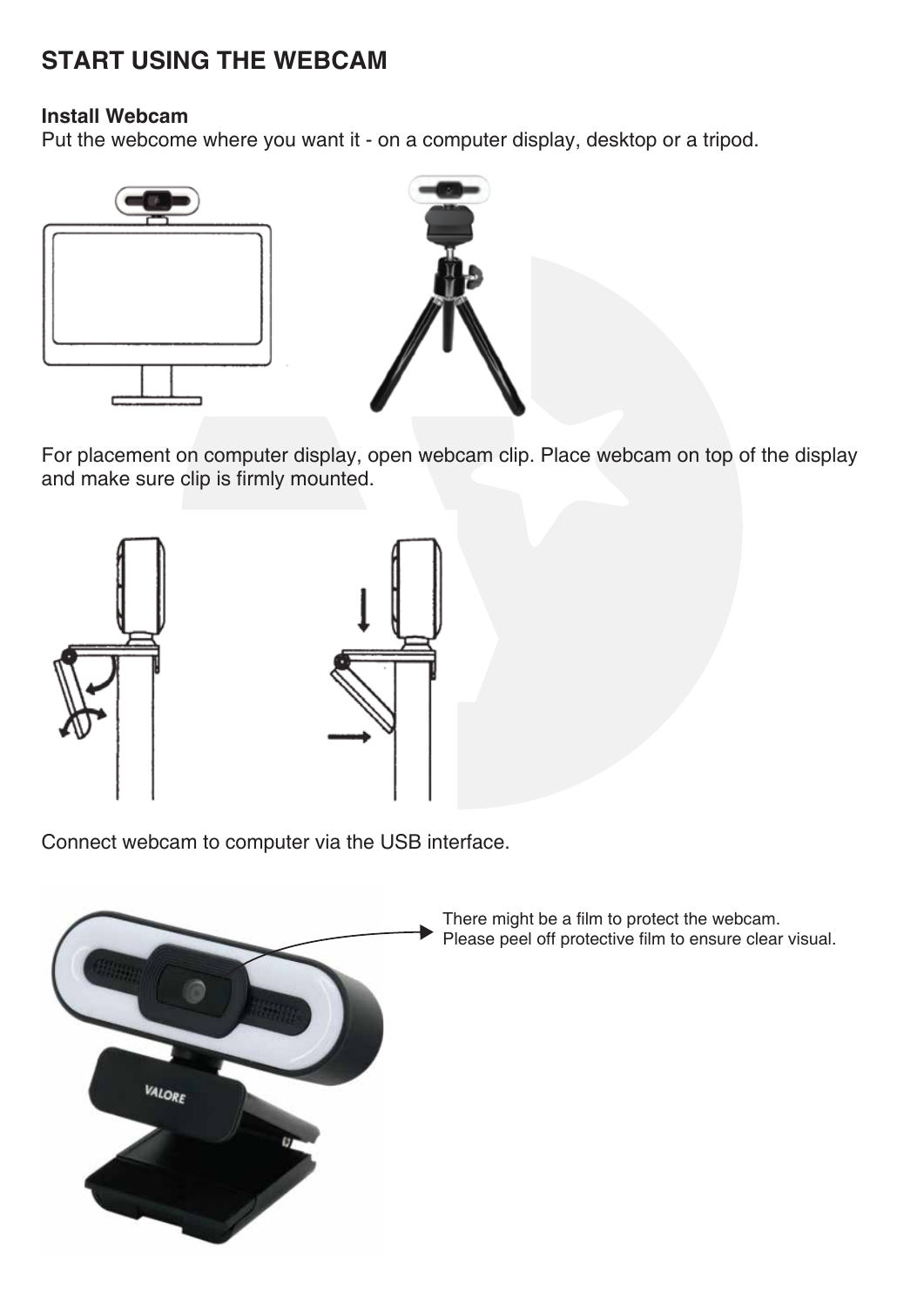# START USING THE WEBCAM

**Install Webcam**

Put the webcome where you want it - on a computer display, desktop or a tripod.

For placement on computer display, open webcam clip. Place webcam on top of the display and make sure clip is firmly mounted.

Connect webcam to computer via the USB interface.

There might be a film to protect the webcam.
Please peel off protective film to ensure clear visual.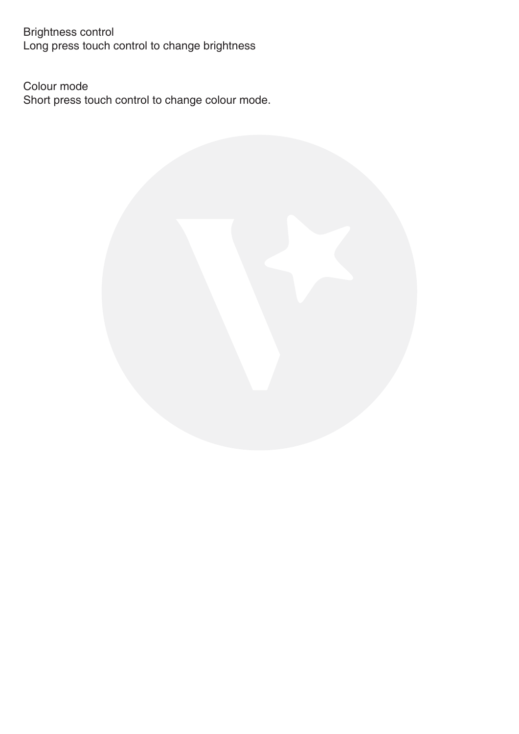Brightness control
Long press touch control to change brightness

Colour mode
Short press touch control to change colour mode.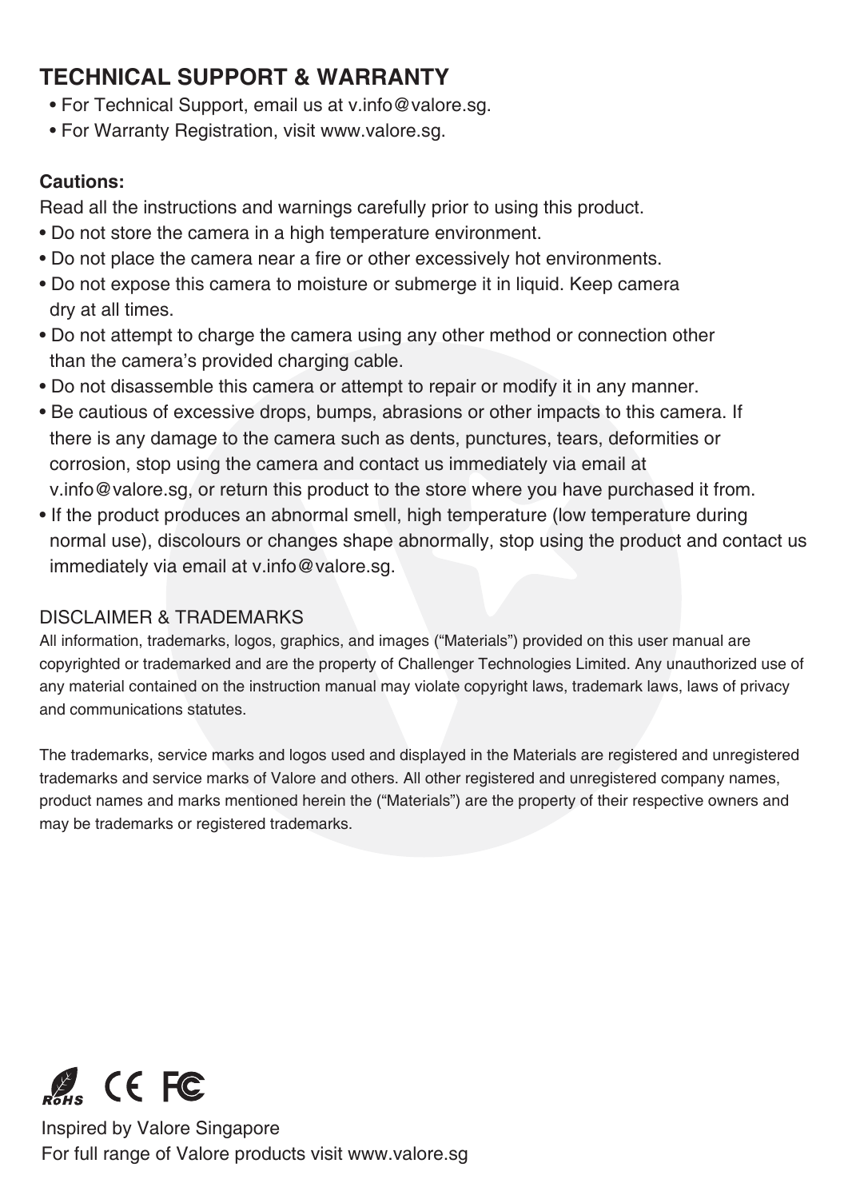## TECHNICAL SUPPORT & WARRANTY

- For Technical Support, email us at v.info@valore.sg.
- For Warranty Registration, visit www.valore.sg.

**Cautions:**

Read all the instructions and warnings carefully prior to using this product.

- Do not store the camera in a high temperature environment.
- Do not place the camera near a fire or other excessively hot environments.
- Do not expose this camera to moisture or submerge it in liquid. Keep camera dry at all times.
- Do not attempt to charge the camera using any other method or connection other than the camera's provided charging cable.
- Do not disassemble this camera or attempt to repair or modify it in any manner.
- Be cautious of excessive drops, bumps, abrasions or other impacts to this camera. If there is any damage to the camera such as dents, punctures, tears, deformities or corrosion, stop using the camera and contact us immediately via email at v.info@valore.sg, or return this product to the store where you have purchased it from.
- If the product produces an abnormal smell, high temperature (low temperature during normal use), discolours or changes shape abnormally, stop using the product and contact us immediately via email at v.info@valore.sg.

DISCLAIMER & TRADEMARKS

All information, trademarks, logos, graphics, and images ("Materials") provided on this user manual are copyrighted or trademarked and are the property of Challenger Technologies Limited. Any unauthorized use of any material contained on the instruction manual may violate copyright laws, trademark laws, laws of privacy and communications statutes.

The trademarks, service marks and logos used and displayed in the Materials are registered and unregistered trademarks and service marks of Valore and others. All other registered and unregistered company names, product names and marks mentioned herein the ("Materials") are the property of their respective owners and may be trademarks or registered trademarks.

RoHS CE FC

Inspired by Valore Singapore

For full range of Valore products visit www.valore.sg